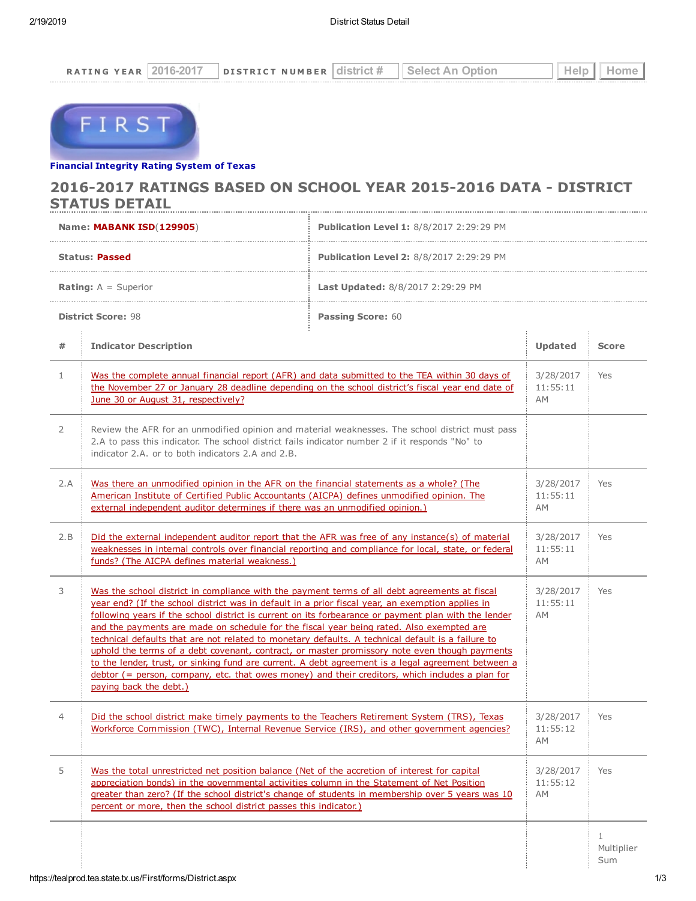RATING YEAR 2016-2017 DISTRICT NUMBER district # Select An Option Help Home

FIRST

**Financial Integrity Rating System of Texas**

## 2016-2017 RATINGS BASED ON SCHOOL YEAR 2015-2016 DATA - DISTRICT STATUS DETAIL

| | |
|---|---|
| **Name:** **MABANK ISD**(**129905**) | **Publication Level 1:** 8/8/2017 2:29:29 PM |
| **Status:** **Passed** | **Publication Level 2:** 8/8/2017 2:29:29 PM |
| **Rating:** A = Superior | **Last Updated:** 8/8/2017 2:29:29 PM |
| **District Score:** 98 | **Passing Score:** 60 |

| # | Indicator Description | Updated | Score |
|---|---|---|---|
| 1 | Was the complete annual financial report (AFR) and data submitted to the TEA within 30 days of the November 27 or January 28 deadline depending on the school district's fiscal year end date of June 30 or August 31, respectively? | 3/28/2017 11:55:11 AM | Yes |
| 2 | Review the AFR for an unmodified opinion and material weaknesses. The school district must pass 2.A to pass this indicator. The school district fails indicator number 2 if it responds "No" to indicator 2.A. or to both indicators 2.A and 2.B. | | |
| 2.A | Was there an unmodified opinion in the AFR on the financial statements as a whole? (The American Institute of Certified Public Accountants (AICPA) defines unmodified opinion. The external independent auditor determines if there was an unmodified opinion.) | 3/28/2017 11:55:11 AM | Yes |
| 2.B | Did the external independent auditor report that the AFR was free of any instance(s) of material weaknesses in internal controls over financial reporting and compliance for local, state, or federal funds? (The AICPA defines material weakness.) | 3/28/2017 11:55:11 AM | Yes |
| 3 | Was the school district in compliance with the payment terms of all debt agreements at fiscal year end? (If the school district was in default in a prior fiscal year, an exemption applies in following years if the school district is current on its forbearance or payment plan with the lender and the payments are made on schedule for the fiscal year being rated. Also exempted are technical defaults that are not related to monetary defaults. A technical default is a failure to uphold the terms of a debt covenant, contract, or master promissory note even though payments to the lender, trust, or sinking fund are current. A debt agreement is a legal agreement between a debtor (= person, company, etc. that owes money) and their creditors, which includes a plan for paying back the debt.) | 3/28/2017 11:55:11 AM | Yes |
| 4 | Did the school district make timely payments to the Teachers Retirement System (TRS), Texas Workforce Commission (TWC), Internal Revenue Service (IRS), and other government agencies? | 3/28/2017 11:55:12 AM | Yes |
| 5 | Was the total unrestricted net position balance (Net of the accretion of interest for capital appreciation bonds) in the governmental activities column in the Statement of Net Position greater than zero? (If the school district's change of students in membership over 5 years was 10 percent or more, then the school district passes this indicator.) | 3/28/2017 11:55:12 AM | Yes |
| | | | 1 Multiplier Sum |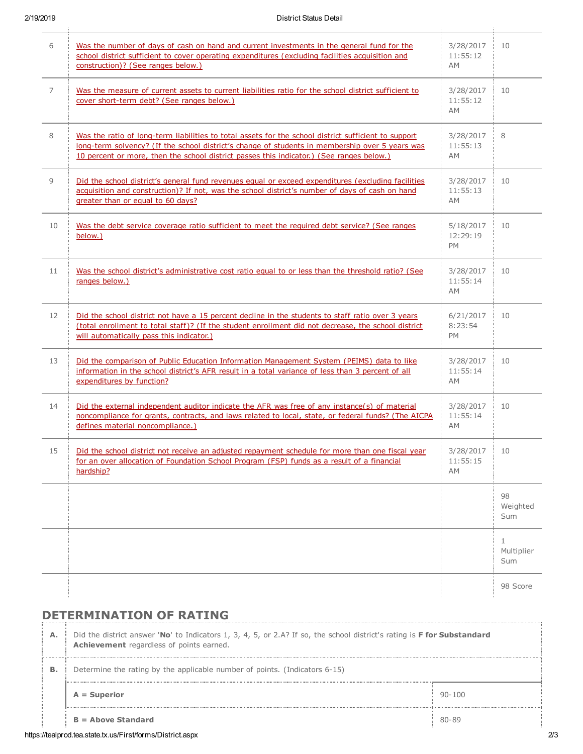| | | | |
|---|---|---|---|
| 6 | Was the number of days of cash on hand and current investments in the general fund for the school district sufficient to cover operating expenditures (excluding facilities acquisition and construction)? (See ranges below.) | 3/28/2017 11:55:12 AM | 10 |
| 7 | Was the measure of current assets to current liabilities ratio for the school district sufficient to cover short-term debt? (See ranges below.) | 3/28/2017 11:55:12 AM | 10 |
| 8 | Was the ratio of long-term liabilities to total assets for the school district sufficient to support long-term solvency? (If the school district's change of students in membership over 5 years was 10 percent or more, then the school district passes this indicator.) (See ranges below.) | 3/28/2017 11:55:13 AM | 8 |
| 9 | Did the school district's general fund revenues equal or exceed expenditures (excluding facilities acquisition and construction)? If not, was the school district's number of days of cash on hand greater than or equal to 60 days? | 3/28/2017 11:55:13 AM | 10 |
| 10 | Was the debt service coverage ratio sufficient to meet the required debt service? (See ranges below.) | 5/18/2017 12:29:19 PM | 10 |
| 11 | Was the school district's administrative cost ratio equal to or less than the threshold ratio? (See ranges below.) | 3/28/2017 11:55:14 AM | 10 |
| 12 | Did the school district not have a 15 percent decline in the students to staff ratio over 3 years (total enrollment to total staff)? (If the student enrollment did not decrease, the school district will automatically pass this indicator.) | 6/21/2017 8:23:54 PM | 10 |
| 13 | Did the comparison of Public Education Information Management System (PEIMS) data to like information in the school district's AFR result in a total variance of less than 3 percent of all expenditures by function? | 3/28/2017 11:55:14 AM | 10 |
| 14 | Did the external independent auditor indicate the AFR was free of any instance(s) of material noncompliance for grants, contracts, and laws related to local, state, or federal funds? (The AICPA defines material noncompliance.) | 3/28/2017 11:55:14 AM | 10 |
| 15 | Did the school district not receive an adjusted repayment schedule for more than one fiscal year for an over allocation of Foundation School Program (FSP) funds as a result of a financial hardship? | 3/28/2017 11:55:15 AM | 10 |
| | | | 98 Weighted Sum |
| | | | 1 Multiplier Sum |
| | | | 98 Score |

## DETERMINATION OF RATING

| | | |
|---|---|---|
| **A.** | Did the district answer '**No**' to Indicators 1, 3, 4, 5, or 2.A? If so, the school district's rating is **F for Substandard Achievement** regardless of points earned. | |
| **B.** | Determine the rating by the applicable number of points. (Indicators 6-15) | |
| | **A = Superior** | 90-100 |
| | **B = Above Standard** | 80-89 |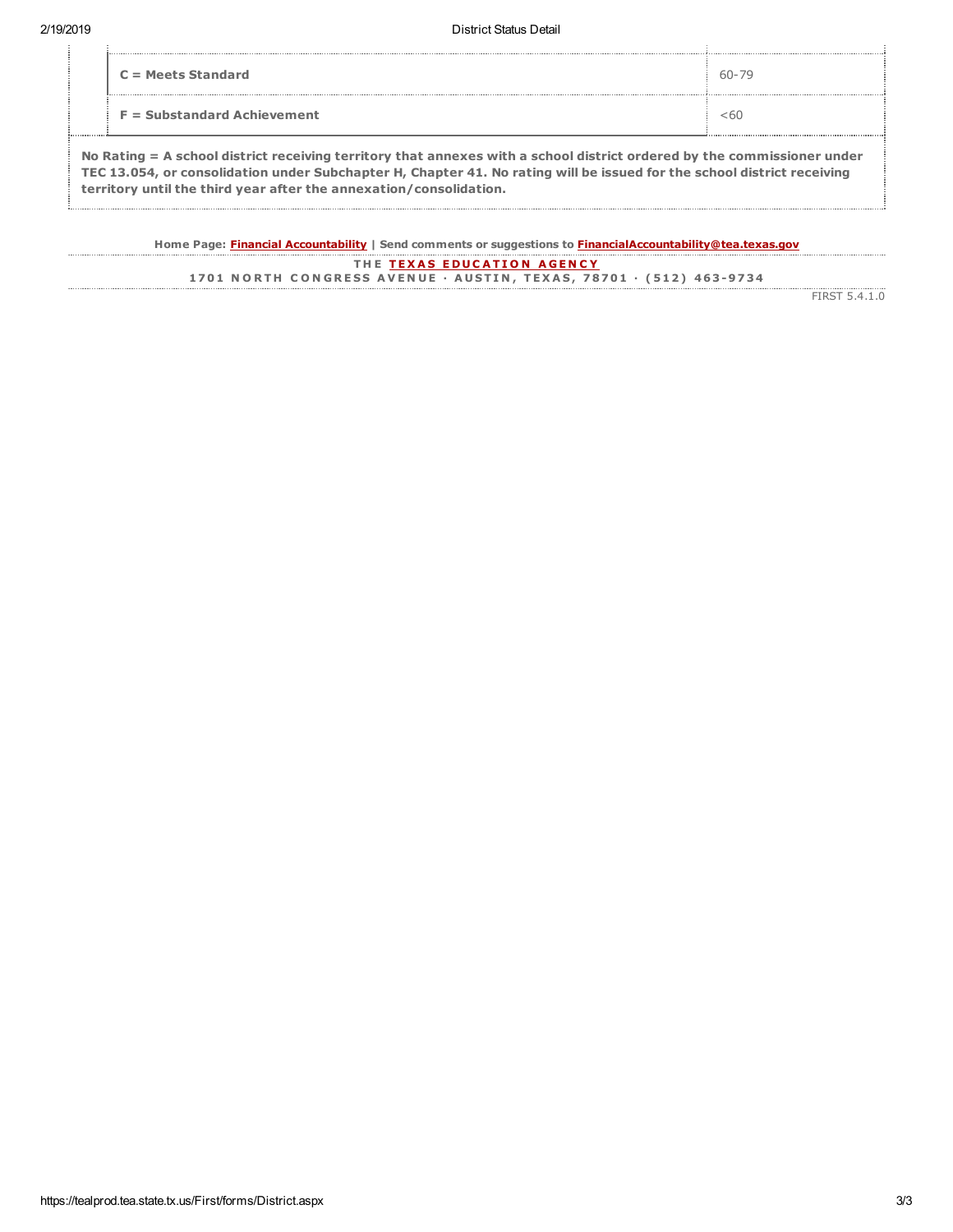| | |
|---|---|
| **C = Meets Standard** | 60-79 |
| **F = Substandard Achievement** | <60 |

**No Rating = A school district receiving territory that annexes with a school district ordered by the commissioner under TEC 13.054, or consolidation under Subchapter H, Chapter 41. No rating will be issued for the school district receiving territory until the third year after the annexation/consolidation.**

**Home Page: Financial Accountability | Send comments or suggestions to FinancialAccountability@tea.texas.gov**

THE TEXAS EDUCATION AGENCY
1701 NORTH CONGRESS AVENUE · AUSTIN, TEXAS, 78701 · (512) 463-9734

FIRST 5.4.1.0